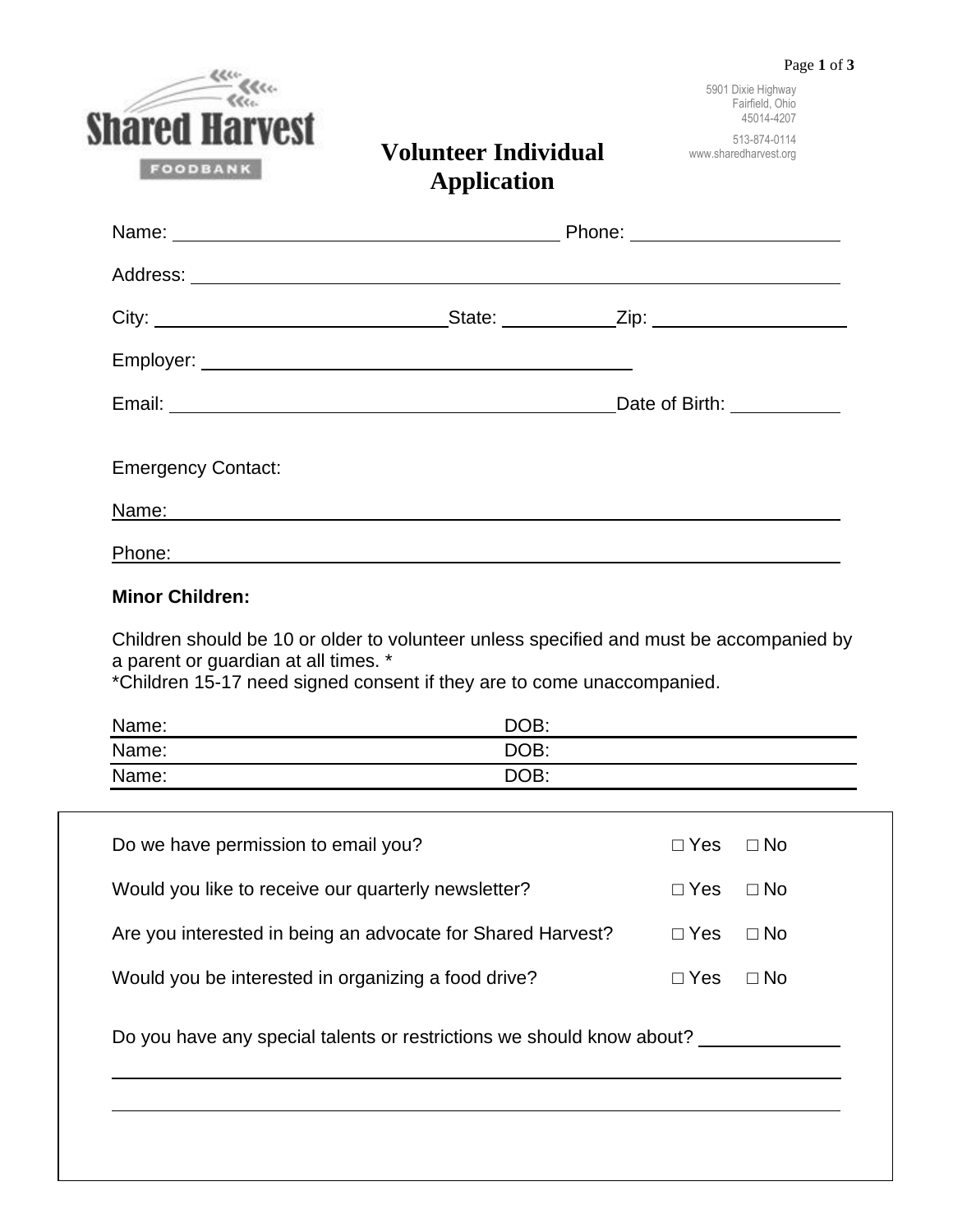Shared Harvest FOODBANK

5901 Dixie Highway
Fairfield, Ohio
45014-4207

513-874-0114
www.sharedharvest.org

# Volunteer Individual Application

Name: ______________________ Phone: ______________

Address: ______________________________________

City: __________________ State: ________ Zip: ______________

Employer: __________________________

Email: __________________________ Date of Birth: ________

Emergency Contact:

Name: ______________________________________

Phone: ______________________________________

**Minor Children:**

Children should be 10 or older to volunteer unless specified and must be accompanied by a parent or guardian at all times. *
*Children 15-17 need signed consent if they are to come unaccompanied.

| Name: | DOB: |
|---|---|
| Name: | DOB: |
| Name: | DOB: |

Do we have permission to email you? ☐ Yes ☐ No

Would you like to receive our quarterly newsletter? ☐ Yes ☐ No

Are you interested in being an advocate for Shared Harvest? ☐ Yes ☐ No

Would you be interested in organizing a food drive? ☐ Yes ☐ No

Do you have any special talents or restrictions we should know about? ______________

______________________________________

______________________________________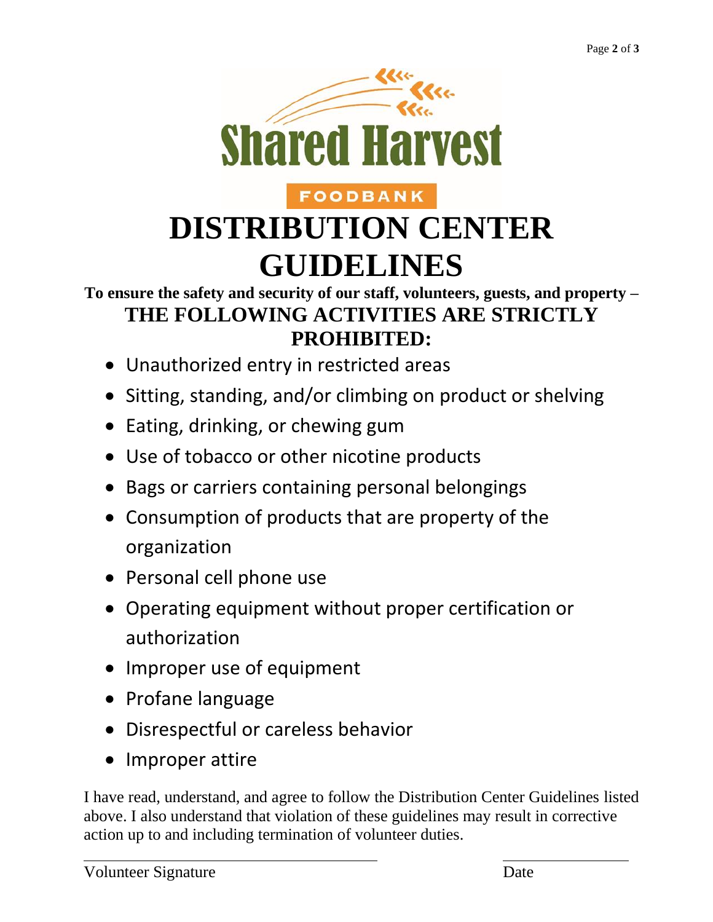Shared Harvest

FOODBANK

# DISTRIBUTION CENTER GUIDELINES

**To ensure the safety and security of our staff, volunteers, guests, and property –**

**THE FOLLOWING ACTIVITIES ARE STRICTLY PROHIBITED:**

- Unauthorized entry in restricted areas
- Sitting, standing, and/or climbing on product or shelving
- Eating, drinking, or chewing gum
- Use of tobacco or other nicotine products
- Bags or carriers containing personal belongings
- Consumption of products that are property of the organization
- Personal cell phone use
- Operating equipment without proper certification or authorization
- Improper use of equipment
- Profane language
- Disrespectful or careless behavior
- Improper attire

I have read, understand, and agree to follow the Distribution Center Guidelines listed above. I also understand that violation of these guidelines may result in corrective action up to and including termination of volunteer duties.

\_\_\_\_\_\_\_\_\_\_\_\_\_\_\_\_\_\_\_\_\_\_\_\_\_\_\_\_\_\_\_\_\_\_\_\_\_\_\_\_ \_\_\_\_\_\_\_\_\_\_\_\_\_\_\_\_\_\_

Volunteer Signature Date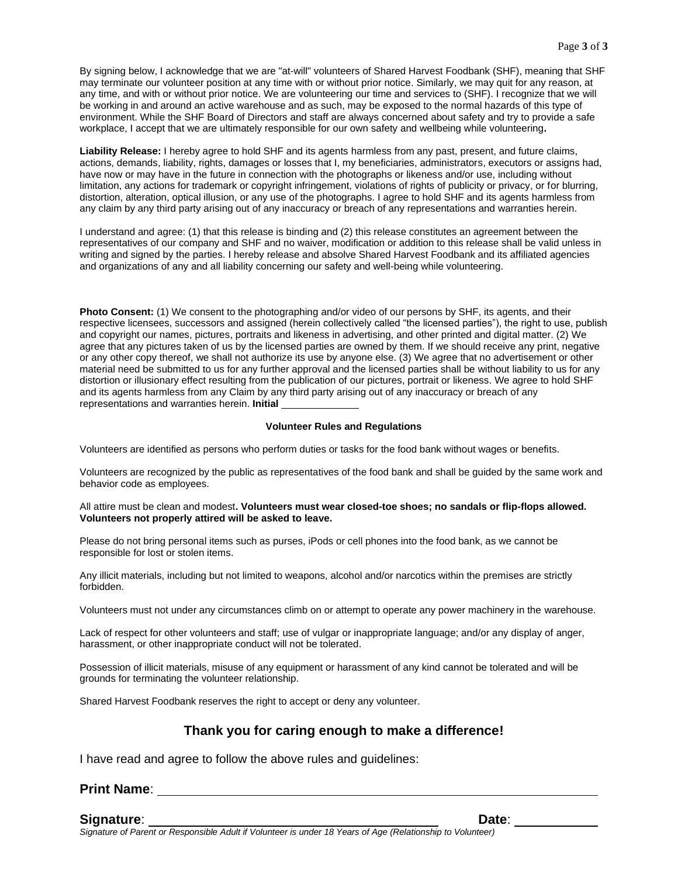By signing below, I acknowledge that we are "at-will" volunteers of Shared Harvest Foodbank (SHF), meaning that SHF may terminate our volunteer position at any time with or without prior notice. Similarly, we may quit for any reason, at any time, and with or without prior notice. We are volunteering our time and services to (SHF). I recognize that we will be working in and around an active warehouse and as such, may be exposed to the normal hazards of this type of environment. While the SHF Board of Directors and staff are always concerned about safety and try to provide a safe workplace, I accept that we are ultimately responsible for our own safety and wellbeing while volunteering**.**

**Liability Release:** I hereby agree to hold SHF and its agents harmless from any past, present, and future claims, actions, demands, liability, rights, damages or losses that I, my beneficiaries, administrators, executors or assigns had, have now or may have in the future in connection with the photographs or likeness and/or use, including without limitation, any actions for trademark or copyright infringement, violations of rights of publicity or privacy, or for blurring, distortion, alteration, optical illusion, or any use of the photographs. I agree to hold SHF and its agents harmless from any claim by any third party arising out of any inaccuracy or breach of any representations and warranties herein.

I understand and agree: (1) that this release is binding and (2) this release constitutes an agreement between the representatives of our company and SHF and no waiver, modification or addition to this release shall be valid unless in writing and signed by the parties. I hereby release and absolve Shared Harvest Foodbank and its affiliated agencies and organizations of any and all liability concerning our safety and well-being while volunteering.

**Photo Consent:** (1) We consent to the photographing and/or video of our persons by SHF, its agents, and their respective licensees, successors and assigned (herein collectively called "the licensed parties"), the right to use, publish and copyright our names, pictures, portraits and likeness in advertising, and other printed and digital matter. (2) We agree that any pictures taken of us by the licensed parties are owned by them. If we should receive any print, negative or any other copy thereof, we shall not authorize its use by anyone else. (3) We agree that no advertisement or other material need be submitted to us for any further approval and the licensed parties shall be without liability to us for any distortion or illusionary effect resulting from the publication of our pictures, portrait or likeness. We agree to hold SHF and its agents harmless from any Claim by any third party arising out of any inaccuracy or breach of any representations and warranties herein. **Initial** \_\_\_\_\_\_\_\_\_\_\_\_

**Volunteer Rules and Regulations**

Volunteers are identified as persons who perform duties or tasks for the food bank without wages or benefits.

Volunteers are recognized by the public as representatives of the food bank and shall be guided by the same work and behavior code as employees.

All attire must be clean and modest**. Volunteers must wear closed-toe shoes; no sandals or flip-flops allowed. Volunteers not properly attired will be asked to leave.**

Please do not bring personal items such as purses, iPods or cell phones into the food bank, as we cannot be responsible for lost or stolen items.

Any illicit materials, including but not limited to weapons, alcohol and/or narcotics within the premises are strictly forbidden.

Volunteers must not under any circumstances climb on or attempt to operate any power machinery in the warehouse.

Lack of respect for other volunteers and staff; use of vulgar or inappropriate language; and/or any display of anger, harassment, or other inappropriate conduct will not be tolerated.

Possession of illicit materials, misuse of any equipment or harassment of any kind cannot be tolerated and will be grounds for terminating the volunteer relationship.

Shared Harvest Foodbank reserves the right to accept or deny any volunteer.

## Thank you for caring enough to make a difference!

I have read and agree to follow the above rules and guidelines:

**Print Name**: \_\_\_\_\_\_\_\_\_\_\_\_\_\_\_\_\_\_\_\_\_\_\_\_\_\_\_\_\_\_\_\_\_\_\_\_\_\_\_\_

**Signature**: \_\_\_\_\_\_\_\_\_\_\_\_\_\_\_\_\_\_\_\_\_\_\_\_\_\_ **Date**: \_\_\_\_\_\_\_\_\_\_

*Signature of Parent or Responsible Adult if Volunteer is under 18 Years of Age (Relationship to Volunteer)*